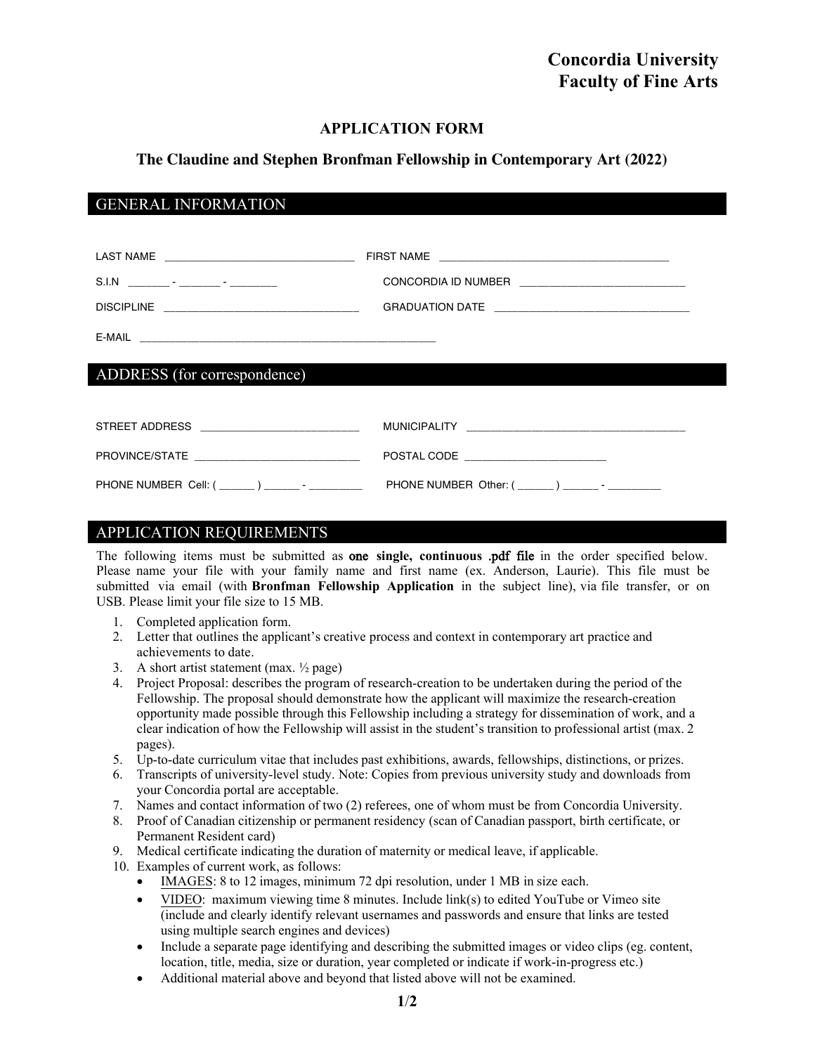**Concordia University**
**Faculty of Fine Arts**

# APPLICATION FORM

## The Claudine and Stephen Bronfman Fellowship in Contemporary Art (2022)

## GENERAL INFORMATION

LAST NAME ______________________________ FIRST NAME ______________________________

S.I.N _______ - _______ - ________ CONCORDIA ID NUMBER ____________________________

DISCIPLINE ______________________________ GRADUATION DATE ______________________________

E-MAIL ______________________________________________________

## ADDRESS (for correspondence)

STREET ADDRESS __________________________ MUNICIPALITY ______________________________

PROVINCE/STATE __________________________ POSTAL CODE ________________________

PHONE NUMBER Cell: ( ______ ) ______ - _________ PHONE NUMBER Other: ( ______ ) ______ - _________

## APPLICATION REQUIREMENTS

The following items must be submitted as **one single, continuous .pdf file** in the order specified below. Please name your file with your family name and first name (ex. Anderson, Laurie). This file must be submitted via email (with **Bronfman Fellowship Application** in the subject line), via file transfer, or on USB. Please limit your file size to 15 MB.

1. Completed application form.
2. Letter that outlines the applicant's creative process and context in contemporary art practice and achievements to date.
3. A short artist statement (max. ½ page)
4. Project Proposal: describes the program of research-creation to be undertaken during the period of the Fellowship. The proposal should demonstrate how the applicant will maximize the research-creation opportunity made possible through this Fellowship including a strategy for dissemination of work, and a clear indication of how the Fellowship will assist in the student's transition to professional artist (max. 2 pages).
5. Up-to-date curriculum vitae that includes past exhibitions, awards, fellowships, distinctions, or prizes.
6. Transcripts of university-level study. Note: Copies from previous university study and downloads from your Concordia portal are acceptable.
7. Names and contact information of two (2) referees, one of whom must be from Concordia University.
8. Proof of Canadian citizenship or permanent residency (scan of Canadian passport, birth certificate, or Permanent Resident card)
9. Medical certificate indicating the duration of maternity or medical leave, if applicable.
10. Examples of current work, as follows:
    - IMAGES: 8 to 12 images, minimum 72 dpi resolution, under 1 MB in size each.
    - VIDEO: maximum viewing time 8 minutes. Include link(s) to edited YouTube or Vimeo site (include and clearly identify relevant usernames and passwords and ensure that links are tested using multiple search engines and devices)
    - Include a separate page identifying and describing the submitted images or video clips (eg. content, location, title, media, size or duration, year completed or indicate if work-in-progress etc.)
    - Additional material above and beyond that listed above will not be examined.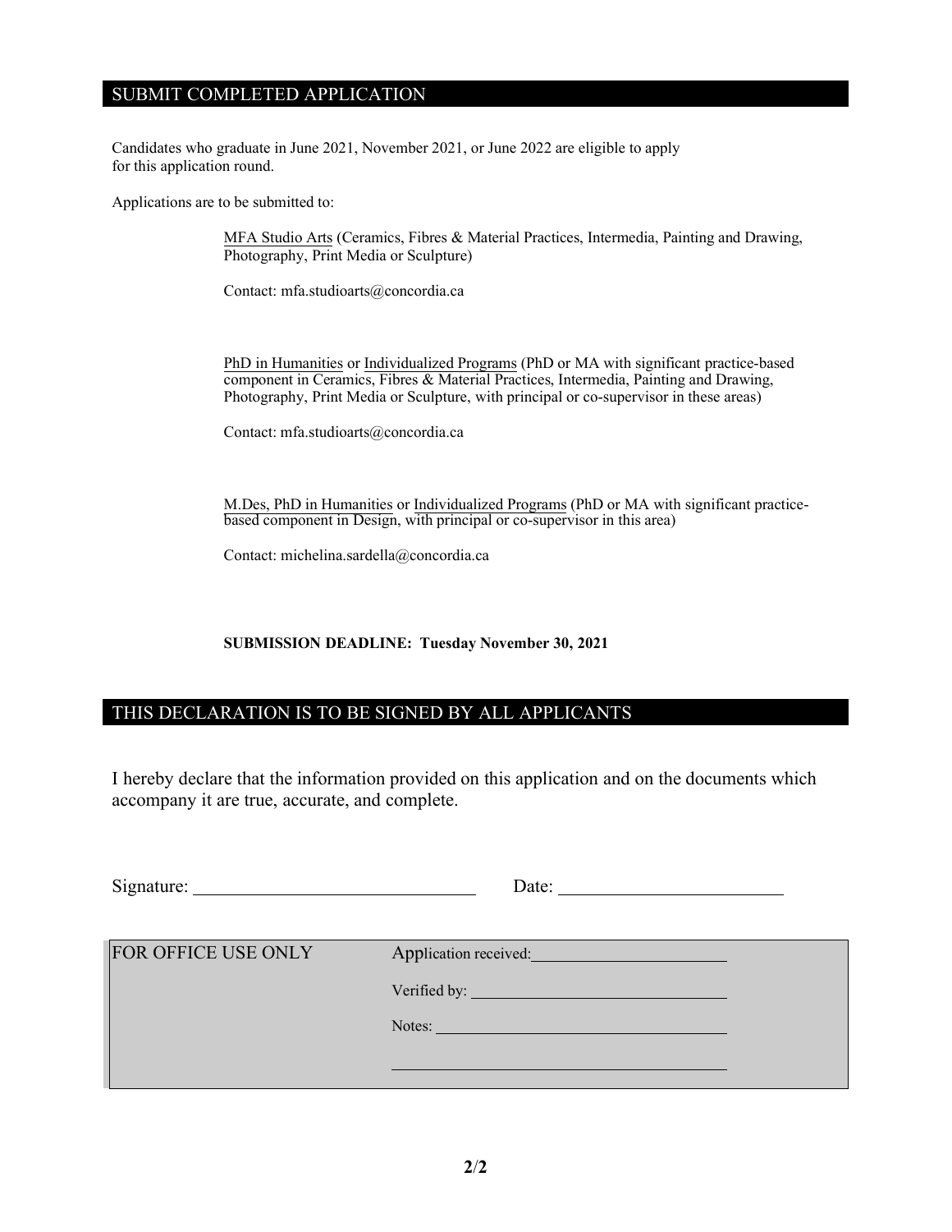## SUBMIT COMPLETED APPLICATION

Candidates who graduate in June 2021, November 2021, or June 2022 are eligible to apply for this application round.

Applications are to be submitted to:

MFA Studio Arts (Ceramics, Fibres & Material Practices, Intermedia, Painting and Drawing, Photography, Print Media or Sculpture)

Contact: mfa.studioarts@concordia.ca

PhD in Humanities or Individualized Programs (PhD or MA with significant practice-based component in Ceramics, Fibres & Material Practices, Intermedia, Painting and Drawing, Photography, Print Media or Sculpture, with principal or co-supervisor in these areas)

Contact: mfa.studioarts@concordia.ca

M.Des, PhD in Humanities or Individualized Programs (PhD or MA with significant practice-based component in Design, with principal or co-supervisor in this area)

Contact: michelina.sardella@concordia.ca

**SUBMISSION DEADLINE: Tuesday November 30, 2021**

## THIS DECLARATION IS TO BE SIGNED BY ALL APPLICANTS

I hereby declare that the information provided on this application and on the documents which accompany it are true, accurate, and complete.

Signature: ______________________________ Date: ________________________

| FOR OFFICE USE ONLY | |
| --- | --- |
| | Application received: ______________________ |
| | Verified by: ______________________ |
| | Notes: ______________________ |
| | ______________________ |